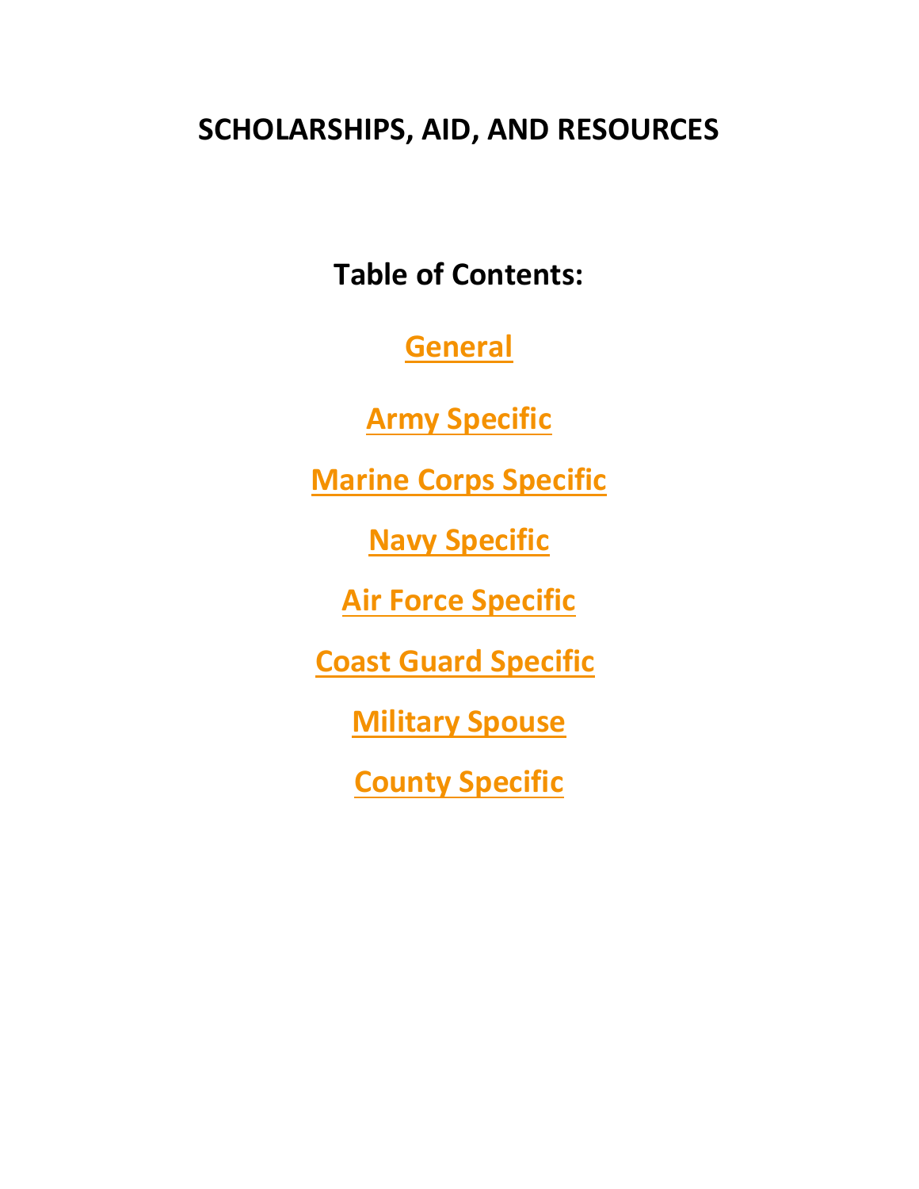# SCHOLARSHIPS, AID, AND RESOURCES

## Table of Contents:

General

Army Specific

Marine Corps Specific

Navy Specific

Air Force Specific

Coast Guard Specific

Military Spouse

County Specific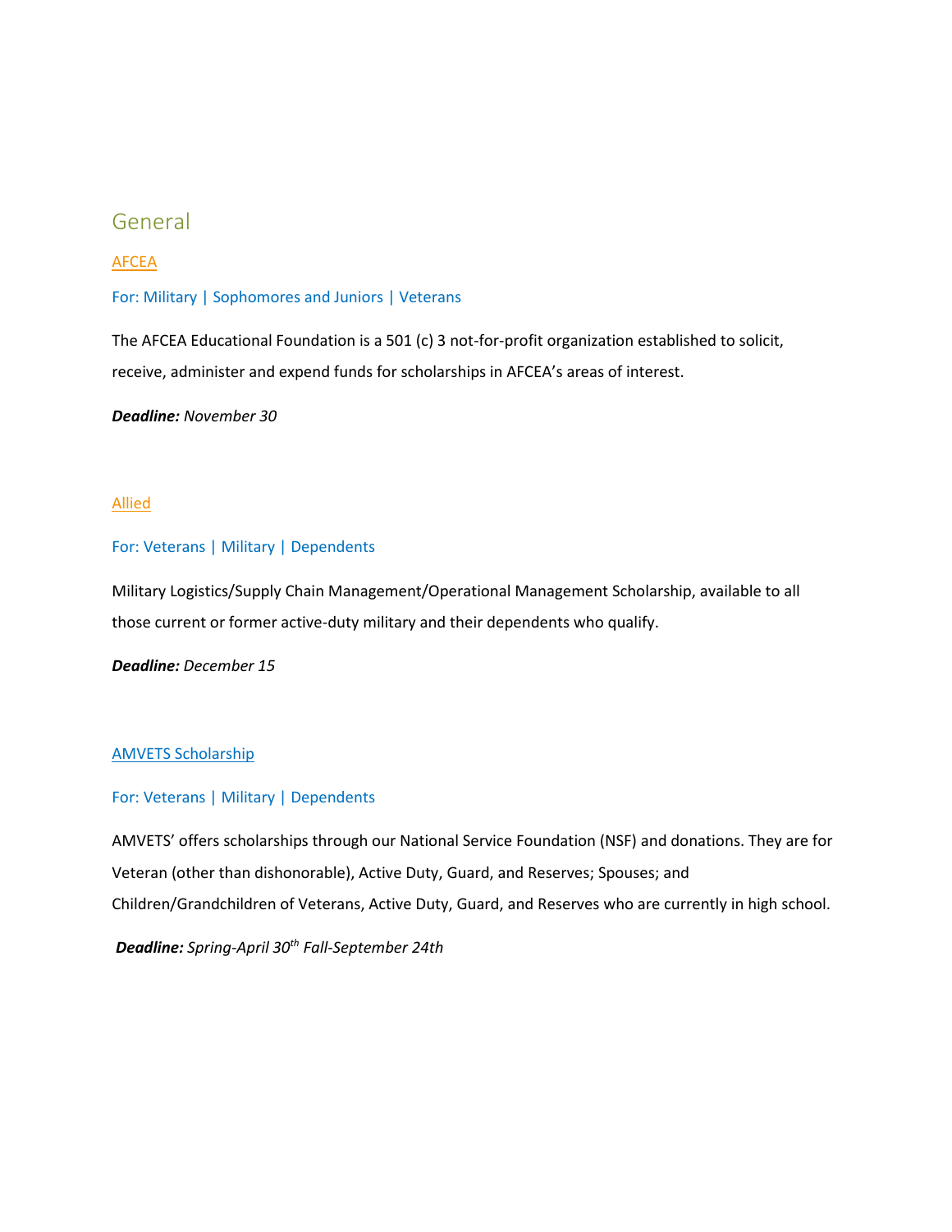## General

### AFCEA

For: Military | Sophomores and Juniors | Veterans

The AFCEA Educational Foundation is a 501 (c) 3 not-for-profit organization established to solicit, receive, administer and expend funds for scholarships in AFCEA's areas of interest.

***Deadline:*** *November 30*

### Allied

For: Veterans | Military | Dependents

Military Logistics/Supply Chain Management/Operational Management Scholarship, available to all those current or former active-duty military and their dependents who qualify.

***Deadline:*** *December 15*

### AMVETS Scholarship

For: Veterans | Military | Dependents

AMVETS' offers scholarships through our National Service Foundation (NSF) and donations. They are for Veteran (other than dishonorable), Active Duty, Guard, and Reserves; Spouses; and Children/Grandchildren of Veterans, Active Duty, Guard, and Reserves who are currently in high school.

***Deadline:*** *Spring-April 30th Fall-September 24th*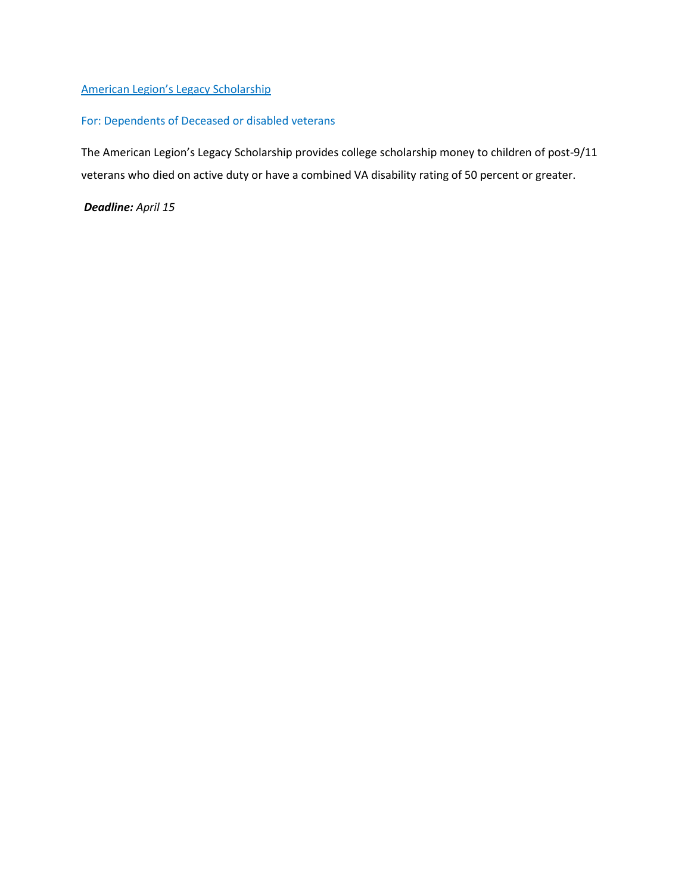[American Legion's Legacy Scholarship]

For: Dependents of Deceased or disabled veterans

The American Legion's Legacy Scholarship provides college scholarship money to children of post-9/11 veterans who died on active duty or have a combined VA disability rating of 50 percent or greater.

***Deadline:*** *April 15*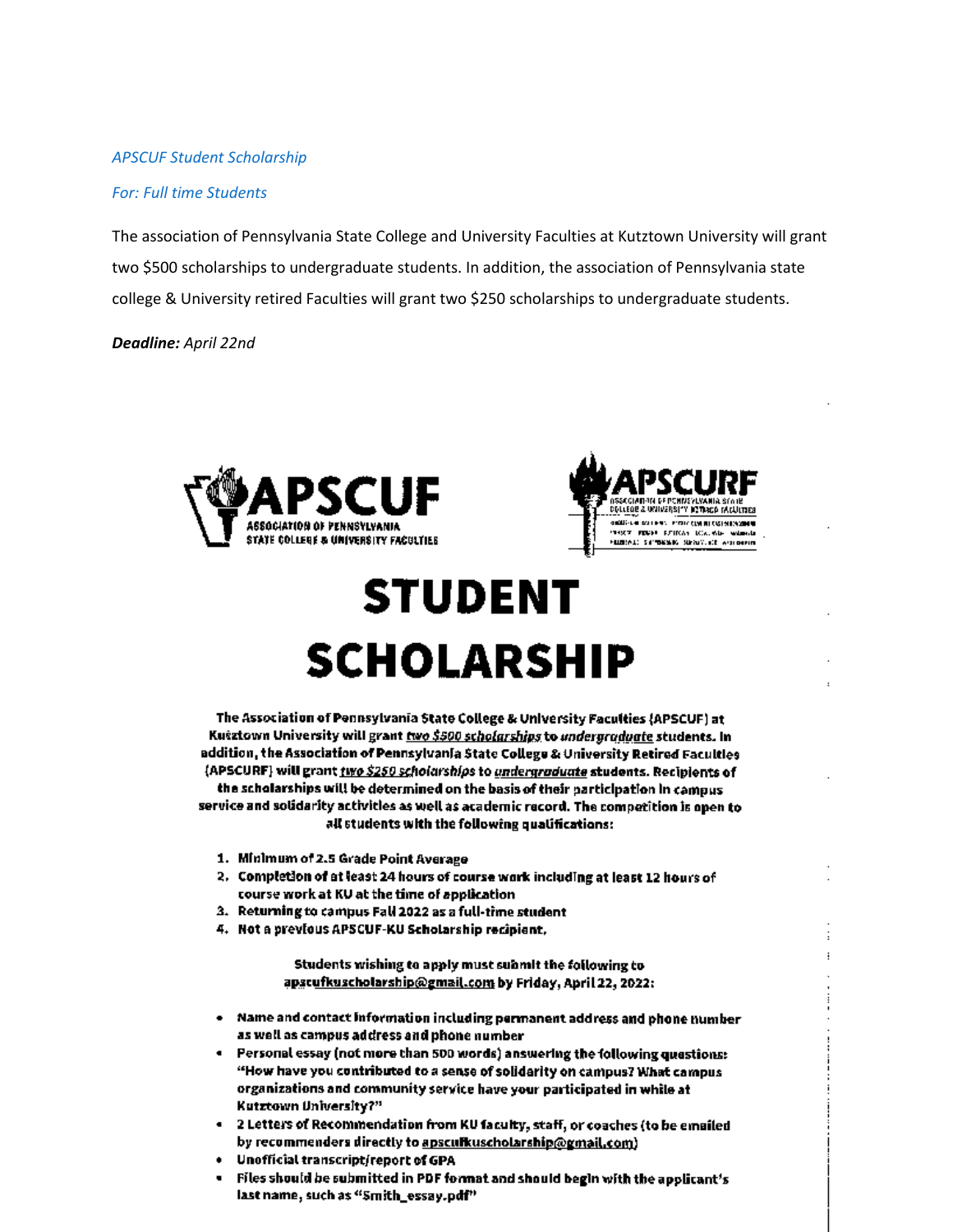*APSCUF Student Scholarship*

*For: Full time Students*

The association of Pennsylvania State College and University Faculties at Kutztown University will grant two $500 scholarships to undergraduate students. In addition, the association of Pennsylvania state college & University retired Faculties will grant two $250 scholarships to undergraduate students.

***Deadline:*** *April 22nd*

APSCUF
ASSOCIATION OF PENNSYLVANIA STATE COLLEGE & UNIVERSITY FACULTIES

APSCURF
ASSOCIATION OF PENNSYLVANIA STATE COLLEGE & UNIVERSITY RETIRED FACULTIES

# STUDENT SCHOLARSHIP

**The Association of Pennsylvania State College & University Faculties (APSCUF) at Kutztown University will grant *two $500 scholarships* to *undergraduate* students. In addition, the Association of Pennsylvania State College & University Retired Faculties (APSCURF) will grant *two $250 scholarships* to *undergraduate* students. Recipients of the scholarships will be determined on the basis of their participation in campus service and solidarity activities as well as academic record. The competition is open to all students with the following qualifications:**

1. **Minimum of 2.5 Grade Point Average**
2. **Completion of at least 24 hours of course work including at least 12 hours of course work at KU at the time of application**
3. **Returning to campus Fall 2022 as a full-time student**
4. **Not a previous APSCUF-KU Scholarship recipient.**

**Students wishing to apply must submit the following to apscufkuscholarship@gmail.com by Friday, April 22, 2022:**

- **Name and contact information including permanent address and phone number as well as campus address and phone number**
- **Personal essay (not more than 500 words) answering the following questions: "How have you contributed to a sense of solidarity on campus? What campus organizations and community service have your participated in while at Kutztown University?"**
- **2 Letters of Recommendation from KU faculty, staff, or coaches (to be emailed by recommenders directly to apscufkuscholarship@gmail.com)**
- **Unofficial transcript/report of GPA**
- **Files should be submitted in PDF format and should begin with the applicant's last name, such as "Smith_essay.pdf"**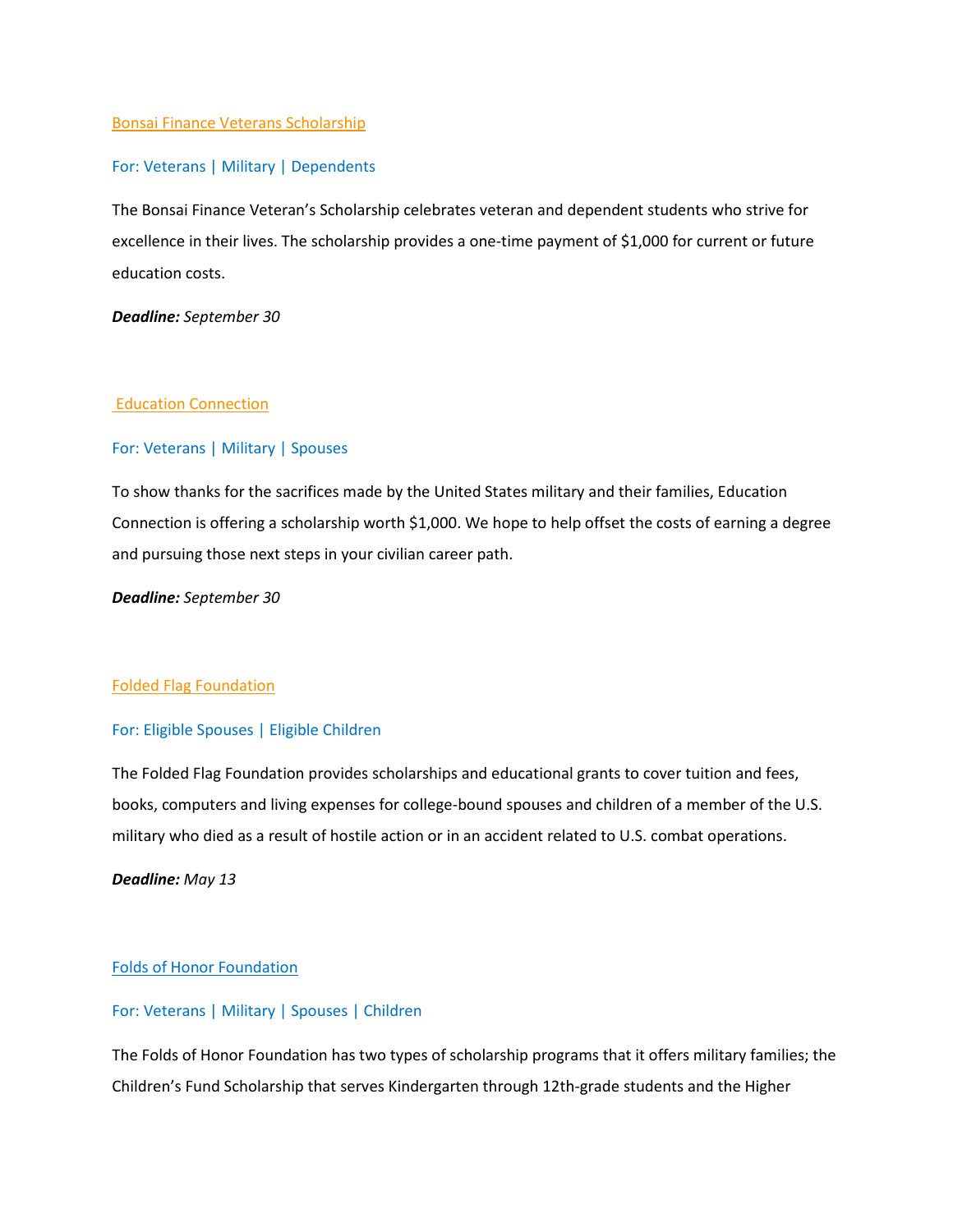[Bonsai Finance Veterans Scholarship]

For: Veterans | Military | Dependents

The Bonsai Finance Veteran's Scholarship celebrates veteran and dependent students who strive for excellence in their lives. The scholarship provides a one-time payment of $1,000 for current or future education costs.

***Deadline:*** *September 30*

[Education Connection]

For: Veterans | Military | Spouses

To show thanks for the sacrifices made by the United States military and their families, Education Connection is offering a scholarship worth $1,000. We hope to help offset the costs of earning a degree and pursuing those next steps in your civilian career path.

***Deadline:*** *September 30*

[Folded Flag Foundation]

For: Eligible Spouses | Eligible Children

The Folded Flag Foundation provides scholarships and educational grants to cover tuition and fees, books, computers and living expenses for college-bound spouses and children of a member of the U.S. military who died as a result of hostile action or in an accident related to U.S. combat operations.

***Deadline:*** *May 13*

[Folds of Honor Foundation]

For: Veterans | Military | Spouses | Children

The Folds of Honor Foundation has two types of scholarship programs that it offers military families; the Children's Fund Scholarship that serves Kindergarten through 12th-grade students and the Higher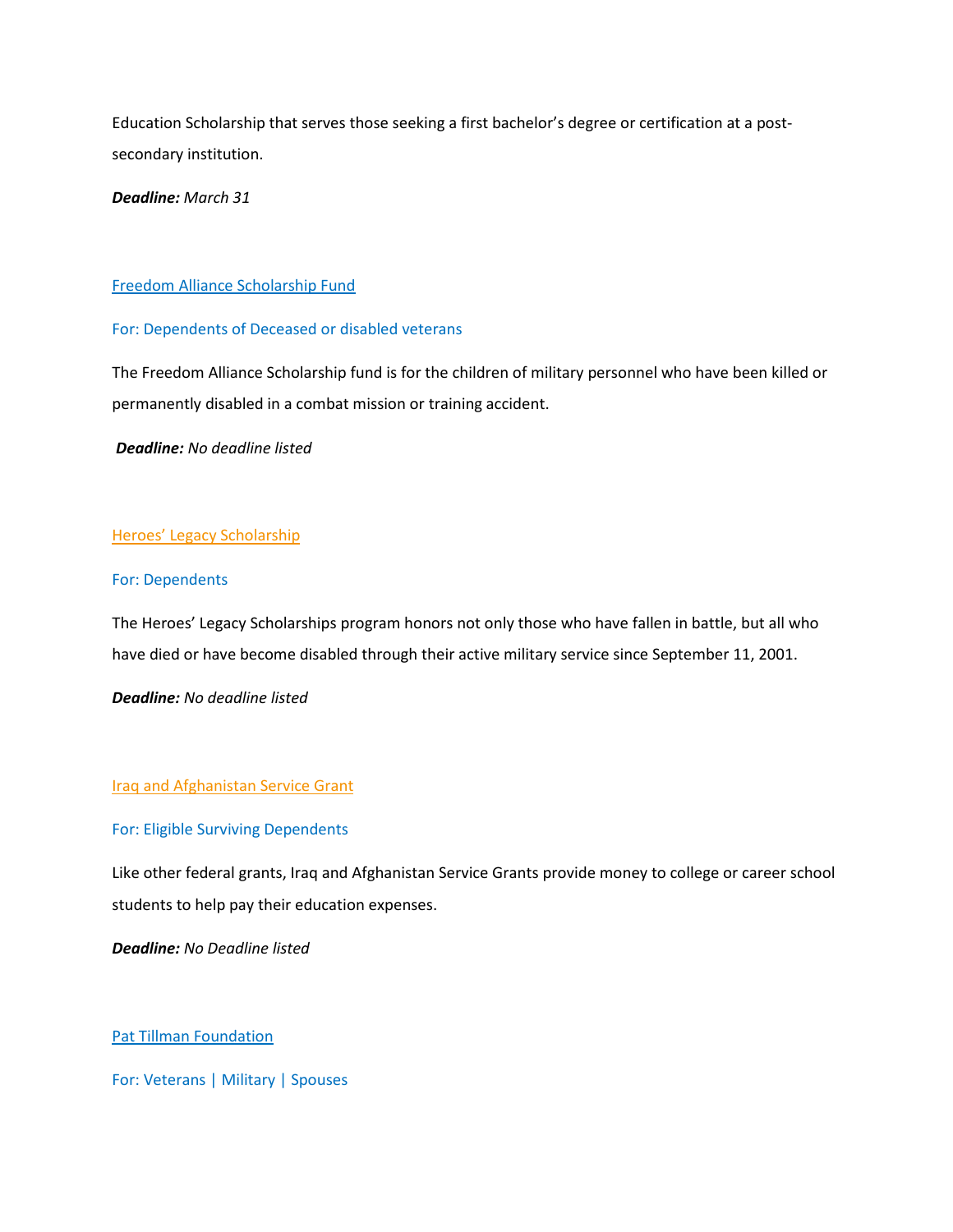Education Scholarship that serves those seeking a first bachelor's degree or certification at a post-secondary institution.

***Deadline:*** *March 31*

[Freedom Alliance Scholarship Fund]()

For: Dependents of Deceased or disabled veterans

The Freedom Alliance Scholarship fund is for the children of military personnel who have been killed or permanently disabled in a combat mission or training accident.

***Deadline:*** *No deadline listed*

[Heroes' Legacy Scholarship]()

For: Dependents

The Heroes' Legacy Scholarships program honors not only those who have fallen in battle, but all who have died or have become disabled through their active military service since September 11, 2001.

***Deadline:*** *No deadline listed*

[Iraq and Afghanistan Service Grant]()

For: Eligible Surviving Dependents

Like other federal grants, Iraq and Afghanistan Service Grants provide money to college or career school students to help pay their education expenses.

***Deadline:*** *No Deadline listed*

[Pat Tillman Foundation]()

For: Veterans | Military | Spouses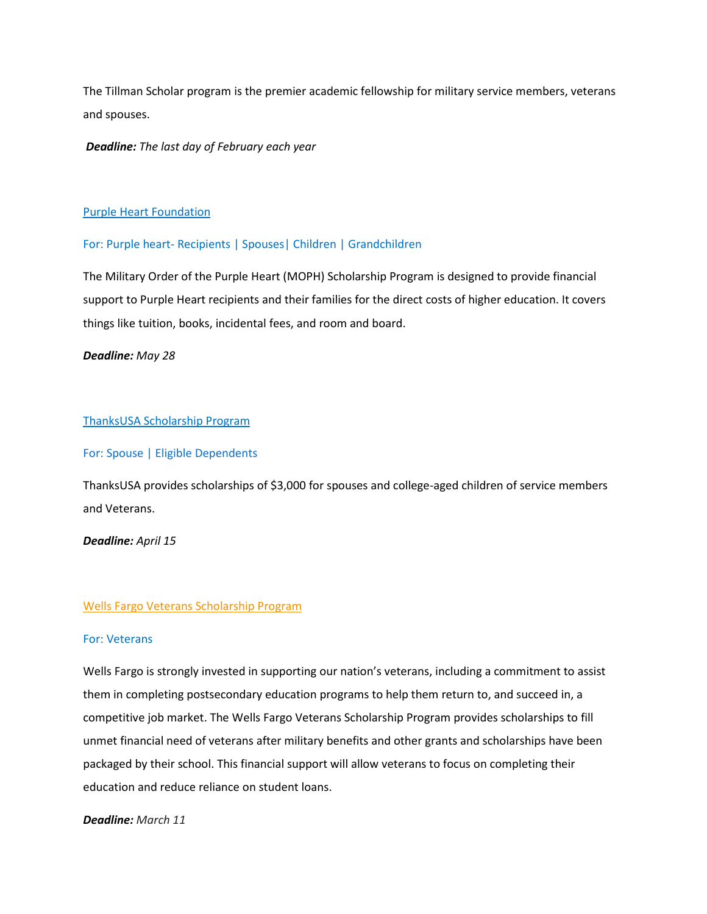The Tillman Scholar program is the premier academic fellowship for military service members, veterans and spouses.

***Deadline:*** *The last day of February each year*

### Purple Heart Foundation

For: Purple heart- Recipients | Spouses| Children | Grandchildren

The Military Order of the Purple Heart (MOPH) Scholarship Program is designed to provide financial support to Purple Heart recipients and their families for the direct costs of higher education. It covers things like tuition, books, incidental fees, and room and board.

***Deadline:*** *May 28*

### ThanksUSA Scholarship Program

For: Spouse | Eligible Dependents

ThanksUSA provides scholarships of $3,000 for spouses and college-aged children of service members and Veterans.

***Deadline:*** *April 15*

### Wells Fargo Veterans Scholarship Program

For: Veterans

Wells Fargo is strongly invested in supporting our nation's veterans, including a commitment to assist them in completing postsecondary education programs to help them return to, and succeed in, a competitive job market. The Wells Fargo Veterans Scholarship Program provides scholarships to fill unmet financial need of veterans after military benefits and other grants and scholarships have been packaged by their school. This financial support will allow veterans to focus on completing their education and reduce reliance on student loans.

***Deadline:*** *March 11*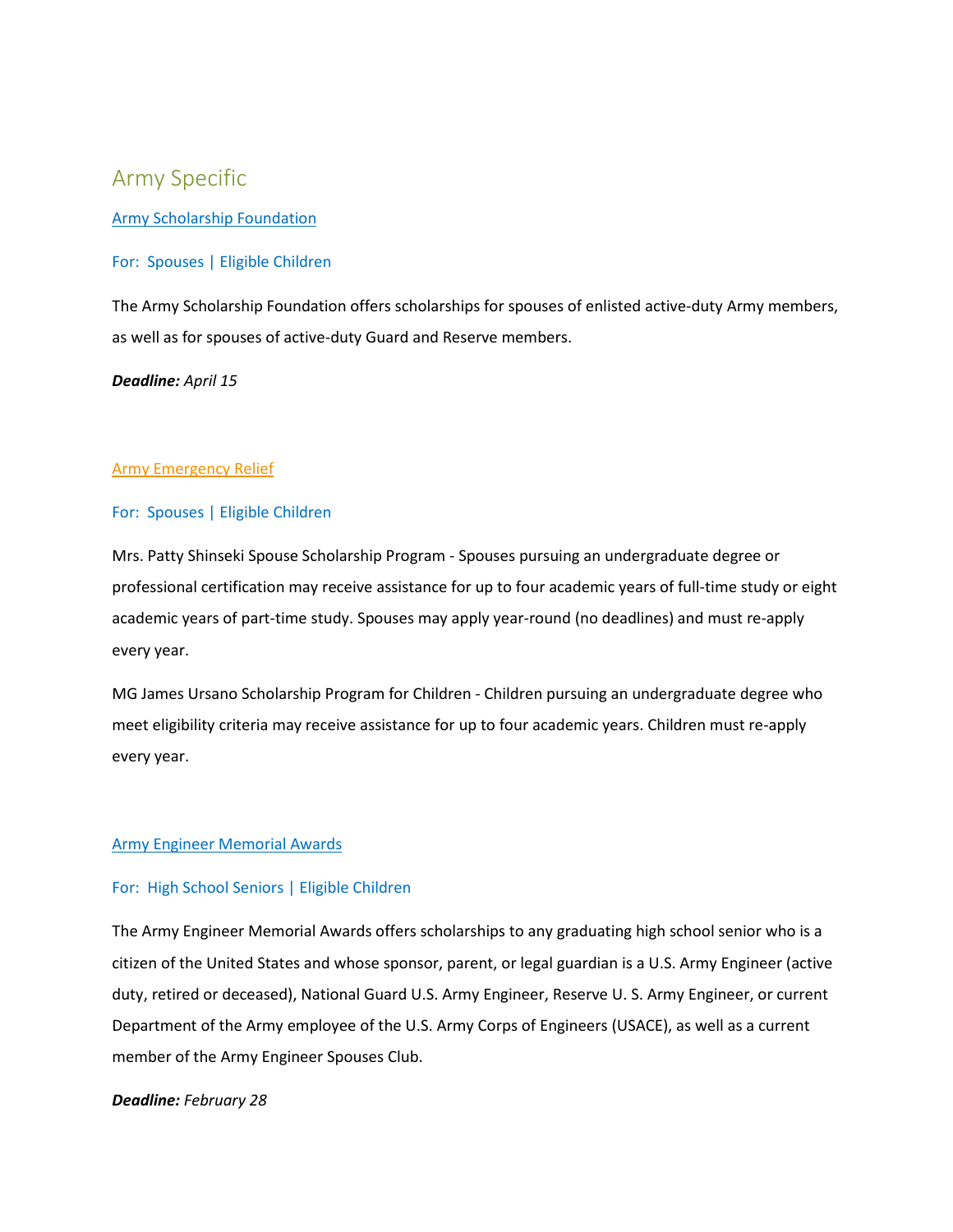## Army Specific

### Army Scholarship Foundation

For: Spouses | Eligible Children

The Army Scholarship Foundation offers scholarships for spouses of enlisted active-duty Army members, as well as for spouses of active-duty Guard and Reserve members.

***Deadline:*** *April 15*

### Army Emergency Relief

For: Spouses | Eligible Children

Mrs. Patty Shinseki Spouse Scholarship Program - Spouses pursuing an undergraduate degree or professional certification may receive assistance for up to four academic years of full-time study or eight academic years of part-time study. Spouses may apply year-round (no deadlines) and must re-apply every year.

MG James Ursano Scholarship Program for Children - Children pursuing an undergraduate degree who meet eligibility criteria may receive assistance for up to four academic years. Children must re-apply every year.

### Army Engineer Memorial Awards

For: High School Seniors | Eligible Children

The Army Engineer Memorial Awards offers scholarships to any graduating high school senior who is a citizen of the United States and whose sponsor, parent, or legal guardian is a U.S. Army Engineer (active duty, retired or deceased), National Guard U.S. Army Engineer, Reserve U. S. Army Engineer, or current Department of the Army employee of the U.S. Army Corps of Engineers (USACE), as well as a current member of the Army Engineer Spouses Club.

***Deadline:*** *February 28*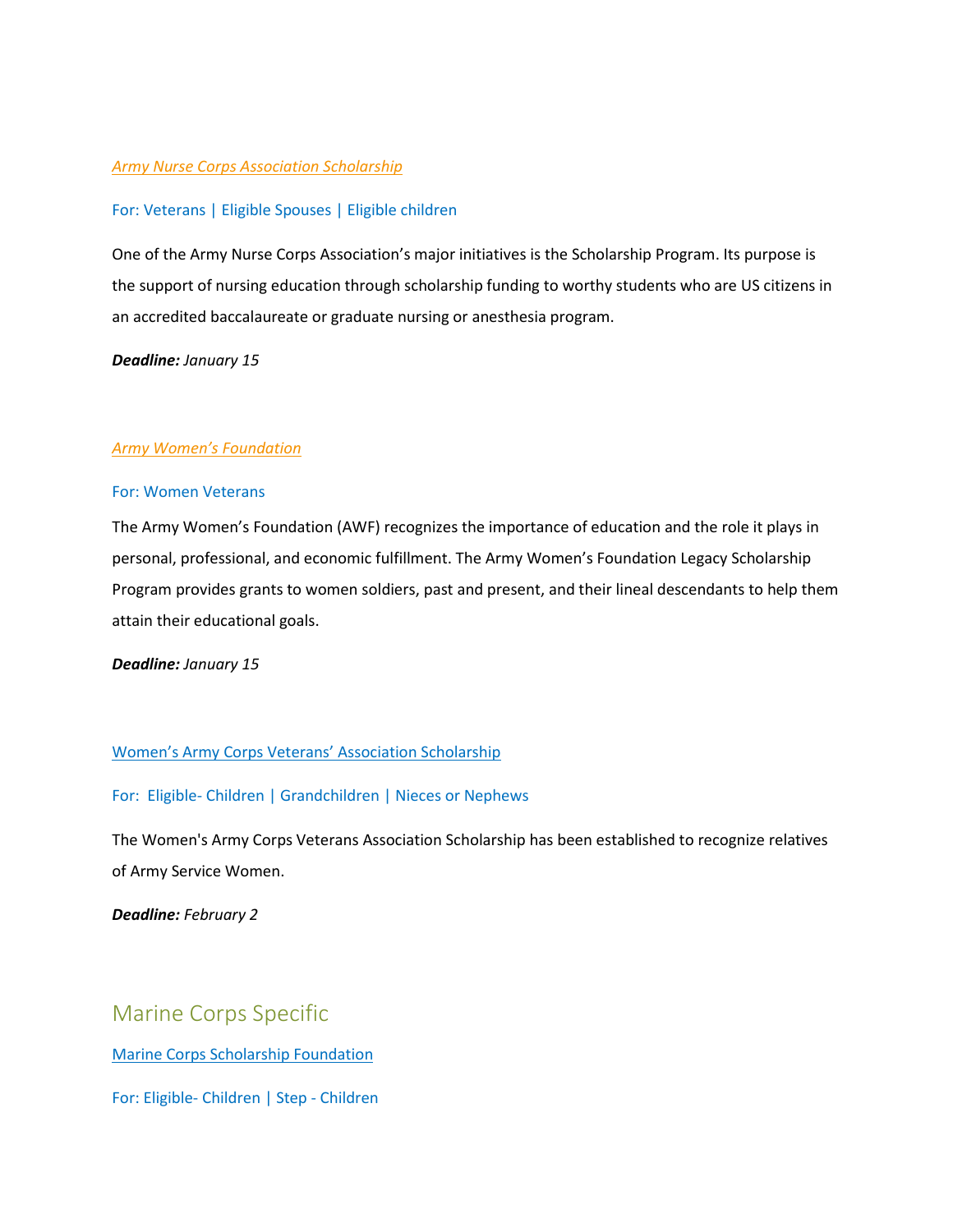*Army Nurse Corps Association Scholarship*

For: Veterans | Eligible Spouses | Eligible children

One of the Army Nurse Corps Association's major initiatives is the Scholarship Program. Its purpose is the support of nursing education through scholarship funding to worthy students who are US citizens in an accredited baccalaureate or graduate nursing or anesthesia program.

***Deadline:*** *January 15*

*Army Women's Foundation*

For: Women Veterans

The Army Women's Foundation (AWF) recognizes the importance of education and the role it plays in personal, professional, and economic fulfillment. The Army Women's Foundation Legacy Scholarship Program provides grants to women soldiers, past and present, and their lineal descendants to help them attain their educational goals.

***Deadline:*** *January 15*

Women's Army Corps Veterans' Association Scholarship

For: Eligible- Children | Grandchildren | Nieces or Nephews

The Women's Army Corps Veterans Association Scholarship has been established to recognize relatives of Army Service Women.

***Deadline:*** *February 2*

## Marine Corps Specific

Marine Corps Scholarship Foundation

For: Eligible- Children | Step - Children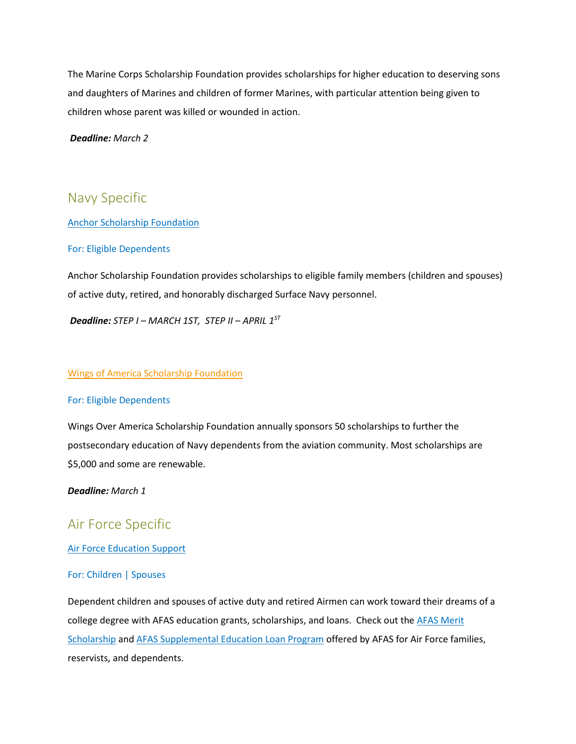The Marine Corps Scholarship Foundation provides scholarships for higher education to deserving sons and daughters of Marines and children of former Marines, with particular attention being given to children whose parent was killed or wounded in action.

***Deadline:*** *March 2*

## Navy Specific

[Anchor Scholarship Foundation]()

For: Eligible Dependents

Anchor Scholarship Foundation provides scholarships to eligible family members (children and spouses) of active duty, retired, and honorably discharged Surface Navy personnel.

***Deadline:*** *STEP I – MARCH 1ST, STEP II – APRIL 1ST*

[Wings of America Scholarship Foundation]()

For: Eligible Dependents

Wings Over America Scholarship Foundation annually sponsors 50 scholarships to further the postsecondary education of Navy dependents from the aviation community. Most scholarships are $5,000 and some are renewable.

***Deadline:*** *March 1*

## Air Force Specific

[Air Force Education Support]()

For: Children | Spouses

Dependent children and spouses of active duty and retired Airmen can work toward their dreams of a college degree with AFAS education grants, scholarships, and loans. Check out the [AFAS Merit Scholarship]() and [AFAS Supplemental Education Loan Program]() offered by AFAS for Air Force families, reservists, and dependents.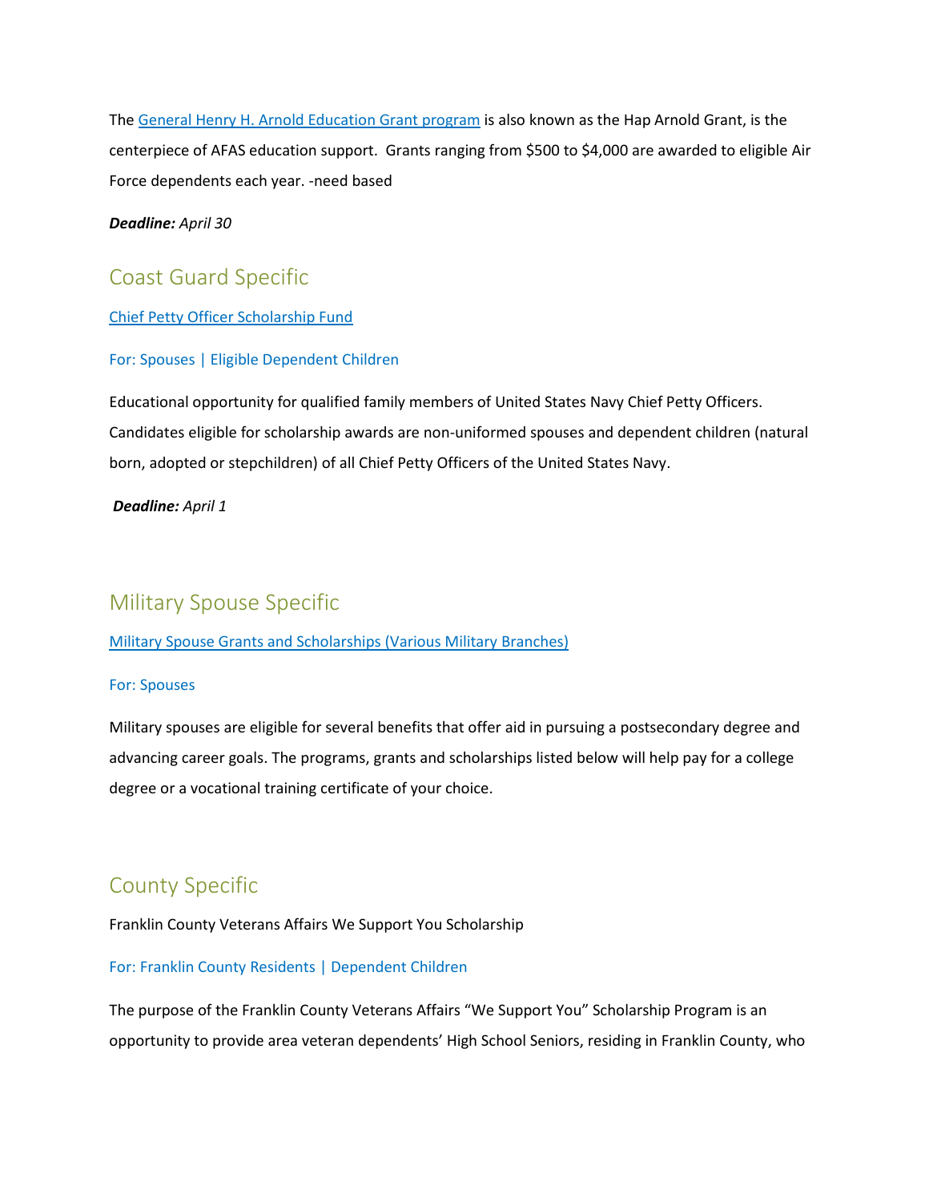The General Henry H. Arnold Education Grant program is also known as the Hap Arnold Grant, is the centerpiece of AFAS education support. Grants ranging from $500 to $4,000 are awarded to eligible Air Force dependents each year. -need based

***Deadline:*** *April 30*

## Coast Guard Specific

Chief Petty Officer Scholarship Fund

For: Spouses | Eligible Dependent Children

Educational opportunity for qualified family members of United States Navy Chief Petty Officers. Candidates eligible for scholarship awards are non-uniformed spouses and dependent children (natural born, adopted or stepchildren) of all Chief Petty Officers of the United States Navy.

***Deadline:*** *April 1*

## Military Spouse Specific

Military Spouse Grants and Scholarships (Various Military Branches)

For: Spouses

Military spouses are eligible for several benefits that offer aid in pursuing a postsecondary degree and advancing career goals. The programs, grants and scholarships listed below will help pay for a college degree or a vocational training certificate of your choice.

## County Specific

Franklin County Veterans Affairs We Support You Scholarship

For: Franklin County Residents | Dependent Children

The purpose of the Franklin County Veterans Affairs "We Support You" Scholarship Program is an opportunity to provide area veteran dependents' High School Seniors, residing in Franklin County, who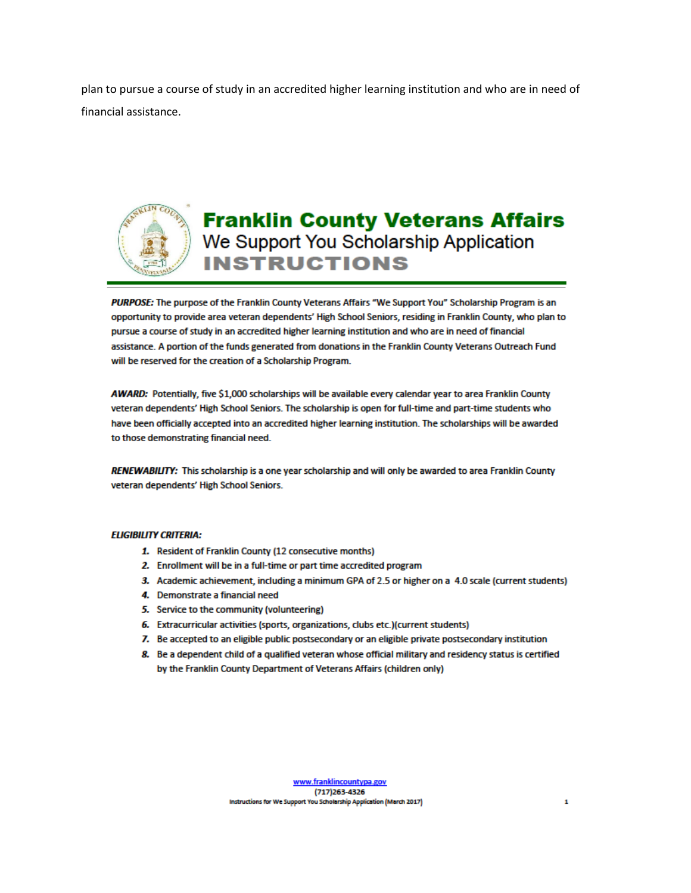plan to pursue a course of study in an accredited higher learning institution and who are in need of financial assistance.

# Franklin County Veterans Affairs
## We Support You Scholarship Application
## INSTRUCTIONS

***PURPOSE:*** The purpose of the Franklin County Veterans Affairs "We Support You" Scholarship Program is an opportunity to provide area veteran dependents' High School Seniors, residing in Franklin County, who plan to pursue a course of study in an accredited higher learning institution and who are in need of financial assistance. A portion of the funds generated from donations in the Franklin County Veterans Outreach Fund will be reserved for the creation of a Scholarship Program.

***AWARD:*** Potentially, five $1,000 scholarships will be available every calendar year to area Franklin County veteran dependents' High School Seniors. The scholarship is open for full-time and part-time students who have been officially accepted into an accredited higher learning institution. The scholarships will be awarded to those demonstrating financial need.

***RENEWABILITY:*** This scholarship is a one year scholarship and will only be awarded to area Franklin County veteran dependents' High School Seniors.

***ELIGIBILITY CRITERIA:***

1. Resident of Franklin County (12 consecutive months)
2. Enrollment will be in a full-time or part time accredited program
3. Academic achievement, including a minimum GPA of 2.5 or higher on a 4.0 scale (current students)
4. Demonstrate a financial need
5. Service to the community (volunteering)
6. Extracurricular activities (sports, organizations, clubs etc.)(current students)
7. Be accepted to an eligible public postsecondary or an eligible private postsecondary institution
8. Be a dependent child of a qualified veteran whose official military and residency status is certified by the Franklin County Department of Veterans Affairs (children only)

www.franklincountypa.gov
(717)263-4326
Instructions for We Support You Scholarship Application (March 2017)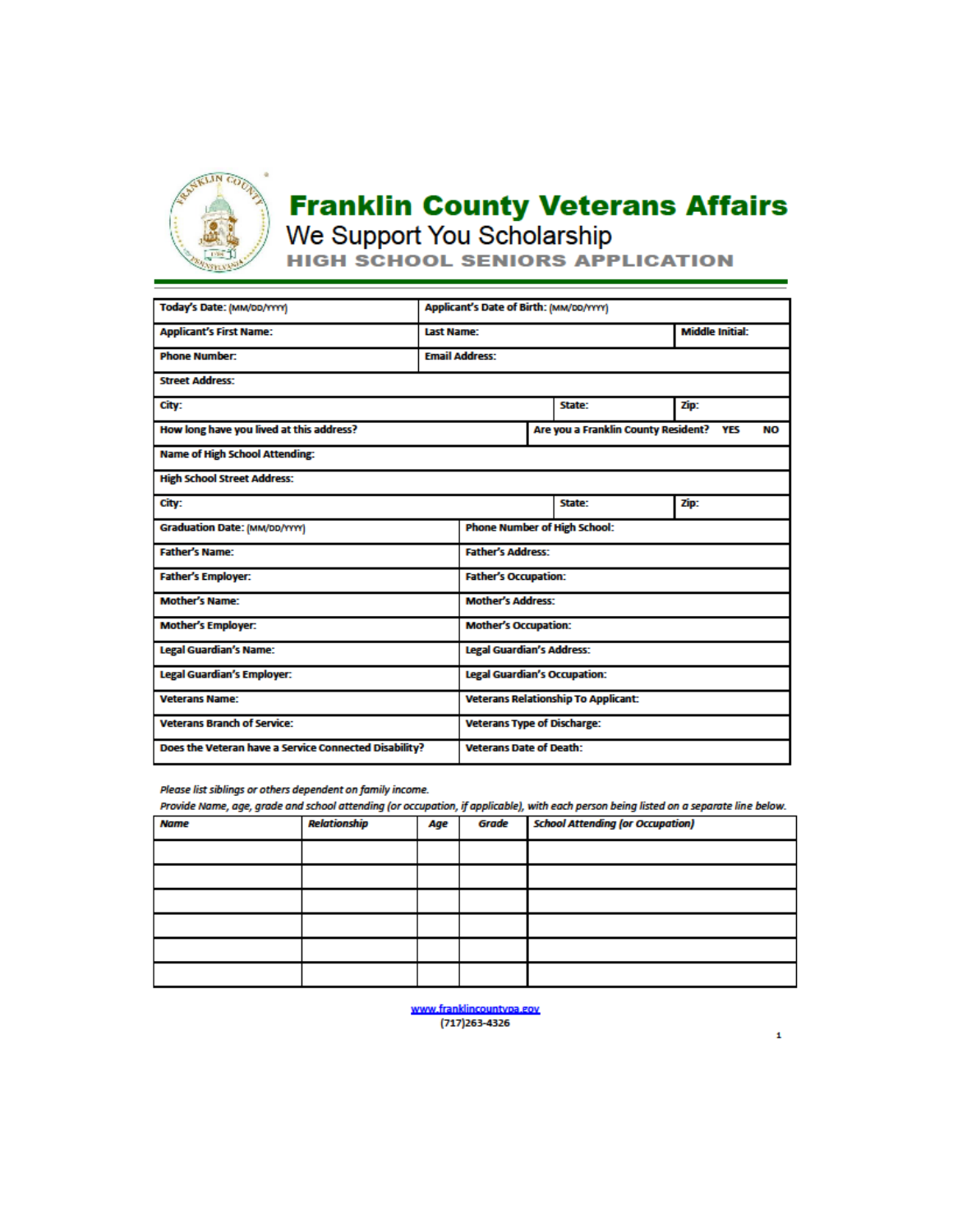# Franklin County Veterans Affairs

## We Support You Scholarship

### HIGH SCHOOL SENIORS APPLICATION

| | | | |
|---|---|---|---|
| **Today's Date:** (MM/DD/YYYY) | **Applicant's Date of Birth:** (MM/DD/YYYY) | | |
| **Applicant's First Name:** | **Last Name:** | | **Middle Initial:** |
| **Phone Number:** | **Email Address:** | | |
| **Street Address:** | | | |
| **City:** | | **State:** | **Zip:** |
| **How long have you lived at this address?** | **Are you a Franklin County Resident? YES NO** | | |
| **Name of High School Attending:** | | | |
| **High School Street Address:** | | | |
| **City:** | | **State:** | **Zip:** |
| **Graduation Date:** (MM/DD/YYYY) | **Phone Number of High School:** | | |
| **Father's Name:** | **Father's Address:** | | |
| **Father's Employer:** | **Father's Occupation:** | | |
| **Mother's Name:** | **Mother's Address:** | | |
| **Mother's Employer:** | **Mother's Occupation:** | | |
| **Legal Guardian's Name:** | **Legal Guardian's Address:** | | |
| **Legal Guardian's Employer:** | **Legal Guardian's Occupation:** | | |
| **Veterans Name:** | **Veterans Relationship To Applicant:** | | |
| **Veterans Branch of Service:** | **Veterans Type of Discharge:** | | |
| **Does the Veteran have a Service Connected Disability?** | **Veterans Date of Death:** | | |

*Please list siblings or others dependent on family income.*
*Provide Name, age, grade and school attending (or occupation, if applicable), with each person being listed on a separate line below.*

| *Name* | *Relationship* | *Age* | *Grade* | *School Attending (or Occupation)* |
|---|---|---|---|---|
| | | | | |
| | | | | |
| | | | | |
| | | | | |
| | | | | |
| | | | | |

www.franklincountypa.gov
(717)263-4326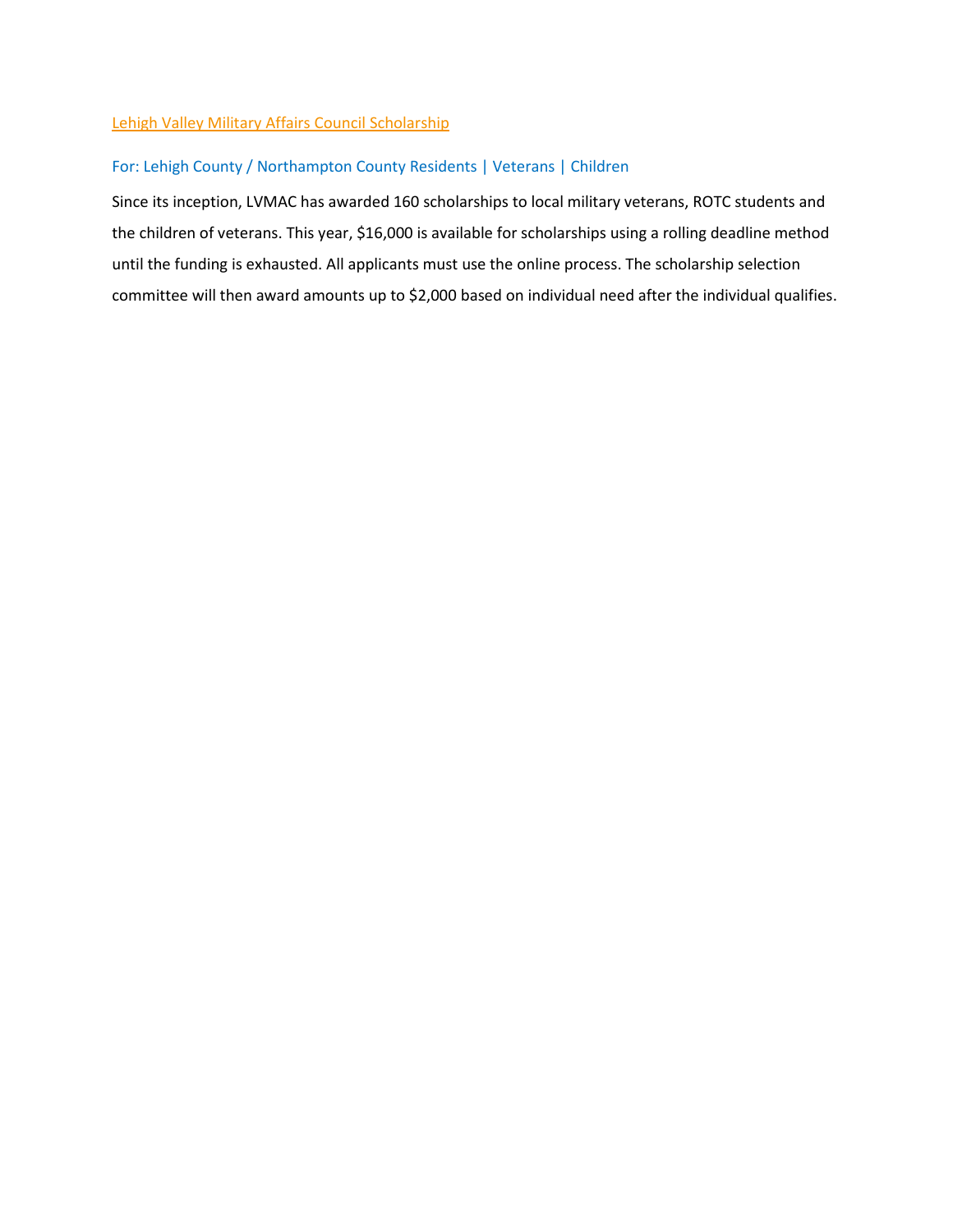## Lehigh Valley Military Affairs Council Scholarship

### For: Lehigh County / Northampton County Residents | Veterans | Children

Since its inception, LVMAC has awarded 160 scholarships to local military veterans, ROTC students and the children of veterans. This year, $16,000 is available for scholarships using a rolling deadline method until the funding is exhausted. All applicants must use the online process. The scholarship selection committee will then award amounts up to $2,000 based on individual need after the individual qualifies.